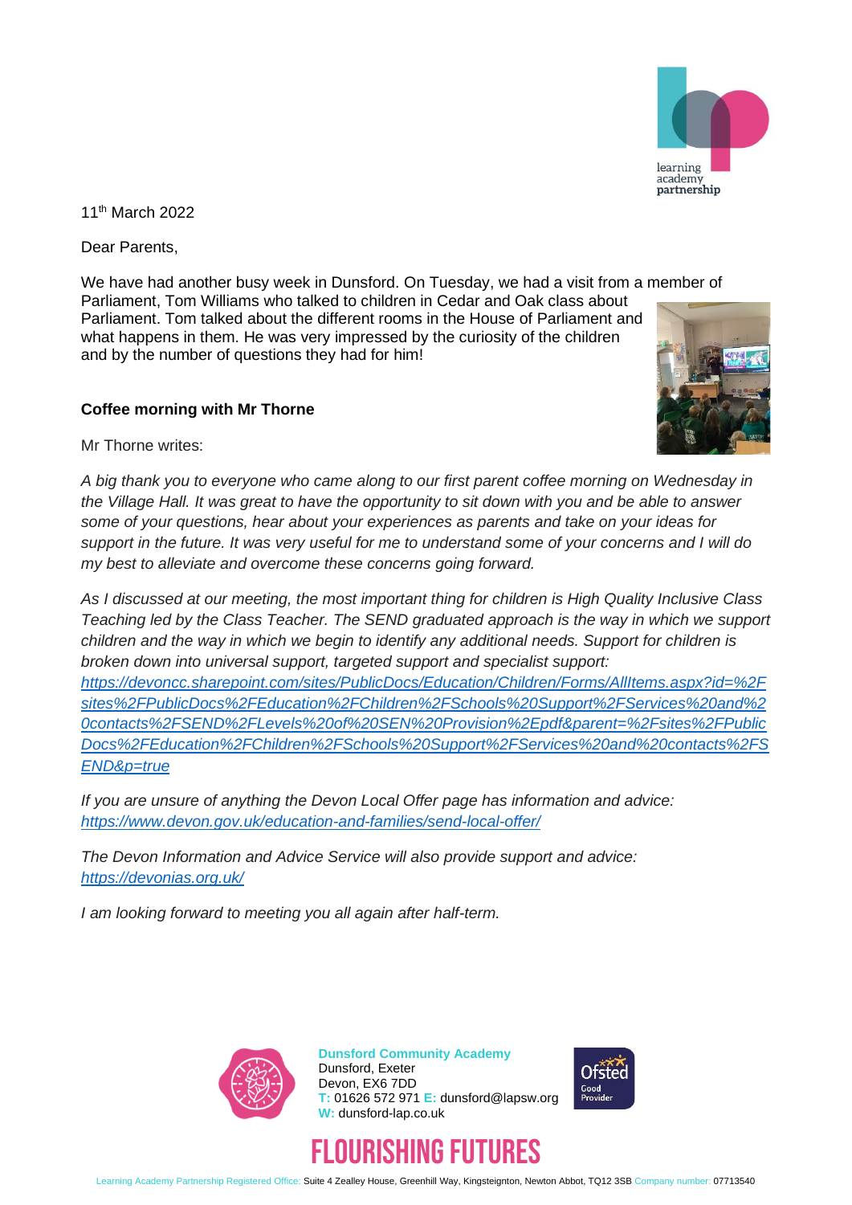11th March 2022

Dear Parents,

We have had another busy week in Dunsford. On Tuesday, we had a visit from a member of Parliament, Tom Williams who talked to children in Cedar and Oak class about Parliament. Tom talked about the different rooms in the House of Parliament and what happens in them. He was very impressed by the curiosity of the children and by the number of questions they had for him!

**Coffee morning with Mr Thorne**

Mr Thorne writes:

*A big thank you to everyone who came along to our first parent coffee morning on Wednesday in the Village Hall. It was great to have the opportunity to sit down with you and be able to answer some of your questions, hear about your experiences as parents and take on your ideas for support in the future. It was very useful for me to understand some of your concerns and I will do my best to alleviate and overcome these concerns going forward.*

*As I discussed at our meeting, the most important thing for children is High Quality Inclusive Class Teaching led by the Class Teacher. The SEND graduated approach is the way in which we support children and the way in which we begin to identify any additional needs. Support for children is broken down into universal support, targeted support and specialist support:* *https://devoncc.sharepoint.com/sites/PublicDocs/Education/Children/Forms/AllItems.aspx?id=%2Fsites%2FPublicDocs%2FEducation%2FChildren%2FSchools%20Support%2FServices%20and%20contacts%2FSEND%2FLevels%20of%20SEN%20Provision%2Epdf&parent=%2Fsites%2FPublicDocs%2FEducation%2FChildren%2FSchools%20Support%2FServices%20and%20contacts%2FSEND&p=true*

*If you are unsure of anything the Devon Local Offer page has information and advice:* *https://www.devon.gov.uk/education-and-families/send-local-offer/*

*The Devon Information and Advice Service will also provide support and advice:* *https://devonias.org.uk/*

*I am looking forward to meeting you all again after half-term.*

**Dunsford Community Academy**
Dunsford, Exeter
Devon, EX6 7DD
T: 01626 572 971 E: dunsford@lapsw.org
W: dunsford-lap.co.uk

FLOURISHING FUTURES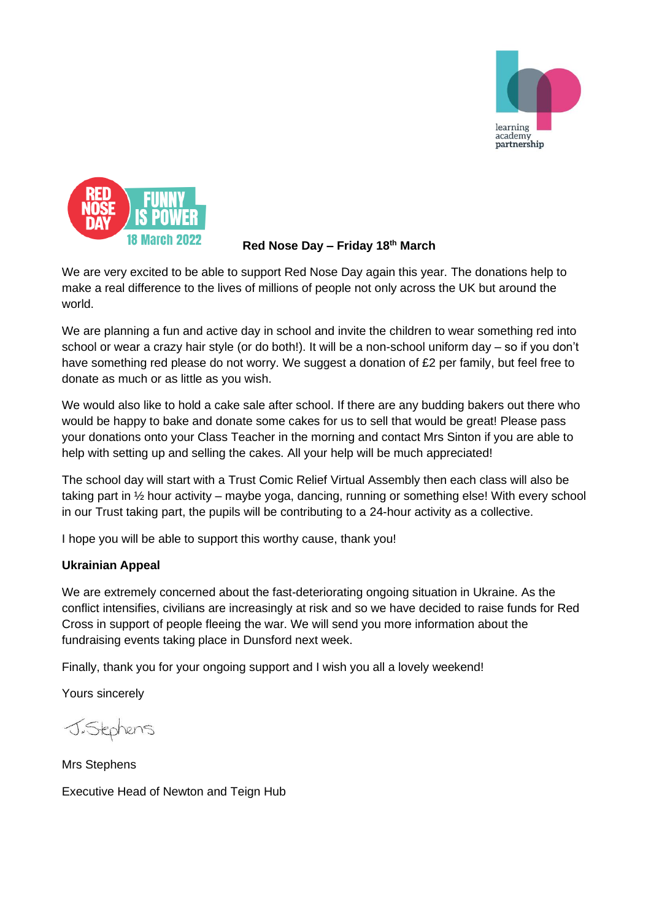learning academy partnership

RED NOSE DAY FUNNY IS POWER 18 March 2022

**Red Nose Day – Friday 18th March**

We are very excited to be able to support Red Nose Day again this year. The donations help to make a real difference to the lives of millions of people not only across the UK but around the world.

We are planning a fun and active day in school and invite the children to wear something red into school or wear a crazy hair style (or do both!). It will be a non-school uniform day – so if you don't have something red please do not worry. We suggest a donation of £2 per family, but feel free to donate as much or as little as you wish.

We would also like to hold a cake sale after school. If there are any budding bakers out there who would be happy to bake and donate some cakes for us to sell that would be great! Please pass your donations onto your Class Teacher in the morning and contact Mrs Sinton if you are able to help with setting up and selling the cakes. All your help will be much appreciated!

The school day will start with a Trust Comic Relief Virtual Assembly then each class will also be taking part in ½ hour activity – maybe yoga, dancing, running or something else! With every school in our Trust taking part, the pupils will be contributing to a 24-hour activity as a collective.

I hope you will be able to support this worthy cause, thank you!

**Ukrainian Appeal**

We are extremely concerned about the fast-deteriorating ongoing situation in Ukraine. As the conflict intensifies, civilians are increasingly at risk and so we have decided to raise funds for Red Cross in support of people fleeing the war. We will send you more information about the fundraising events taking place in Dunsford next week.

Finally, thank you for your ongoing support and I wish you all a lovely weekend!

Yours sincerely

J.Stephens

Mrs Stephens

Executive Head of Newton and Teign Hub